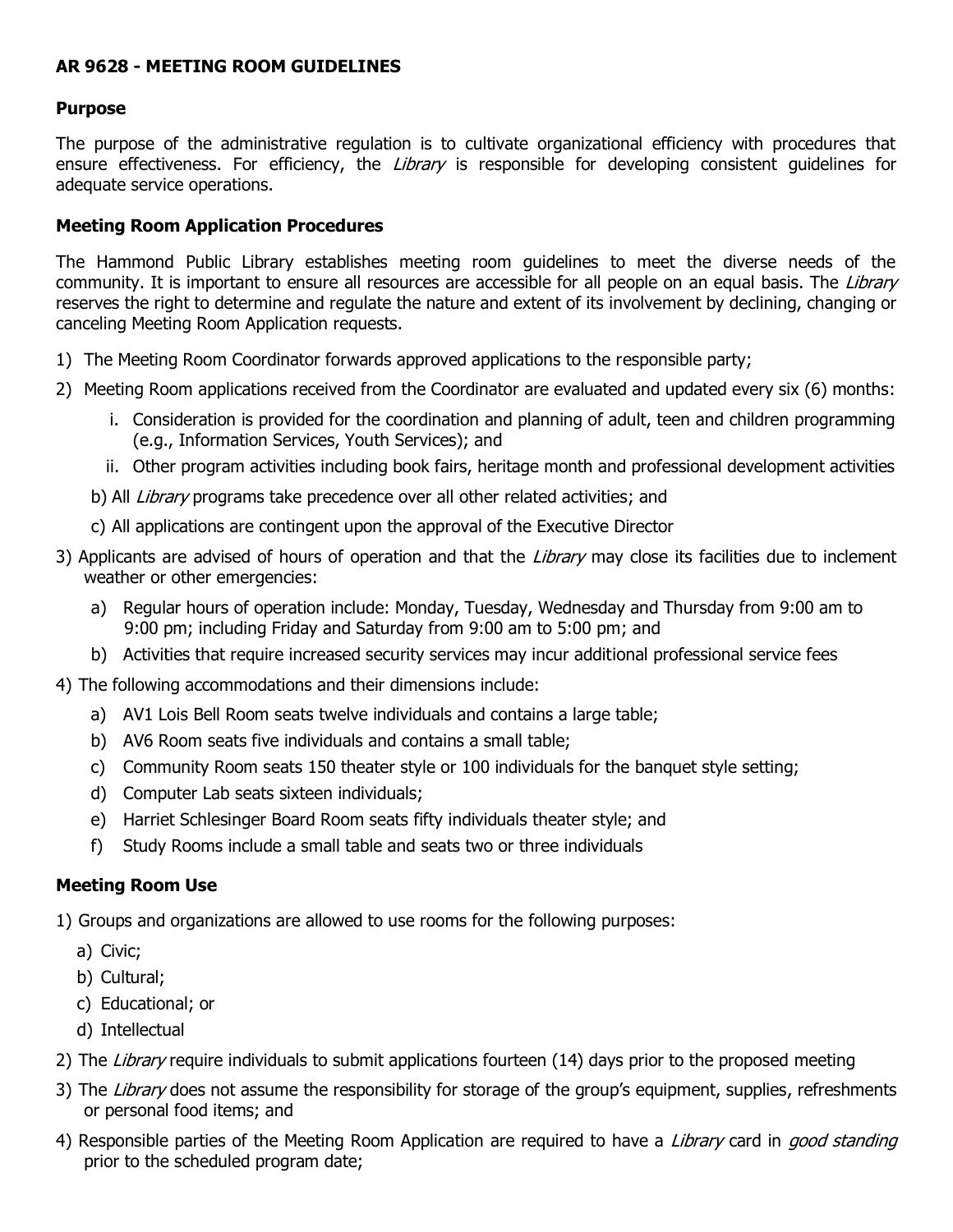**AR 9628 - MEETING ROOM GUIDELINES**

**Purpose**

The purpose of the administrative regulation is to cultivate organizational efficiency with procedures that ensure effectiveness. For efficiency, the *Library* is responsible for developing consistent guidelines for adequate service operations.

**Meeting Room Application Procedures**

The Hammond Public Library establishes meeting room guidelines to meet the diverse needs of the community. It is important to ensure all resources are accessible for all people on an equal basis. The *Library* reserves the right to determine and regulate the nature and extent of its involvement by declining, changing or canceling Meeting Room Application requests.

1) The Meeting Room Coordinator forwards approved applications to the responsible party;
2) Meeting Room applications received from the Coordinator are evaluated and updated every six (6) months:
   i. Consideration is provided for the coordination and planning of adult, teen and children programming (e.g., Information Services, Youth Services); and
   ii. Other program activities including book fairs, heritage month and professional development activities

   b) All *Library* programs take precedence over all other related activities; and

   c) All applications are contingent upon the approval of the Executive Director
3) Applicants are advised of hours of operation and that the *Library* may close its facilities due to inclement weather or other emergencies:
   a) Regular hours of operation include: Monday, Tuesday, Wednesday and Thursday from 9:00 am to 9:00 pm; including Friday and Saturday from 9:00 am to 5:00 pm; and
   b) Activities that require increased security services may incur additional professional service fees
4) The following accommodations and their dimensions include:
   a) AV1 Lois Bell Room seats twelve individuals and contains a large table;
   b) AV6 Room seats five individuals and contains a small table;
   c) Community Room seats 150 theater style or 100 individuals for the banquet style setting;
   d) Computer Lab seats sixteen individuals;
   e) Harriet Schlesinger Board Room seats fifty individuals theater style; and
   f) Study Rooms include a small table and seats two or three individuals

**Meeting Room Use**

1) Groups and organizations are allowed to use rooms for the following purposes:
   a) Civic;
   b) Cultural;
   c) Educational; or
   d) Intellectual
2) The *Library* require individuals to submit applications fourteen (14) days prior to the proposed meeting
3) The *Library* does not assume the responsibility for storage of the group's equipment, supplies, refreshments or personal food items; and
4) Responsible parties of the Meeting Room Application are required to have a *Library* card in *good standing* prior to the scheduled program date;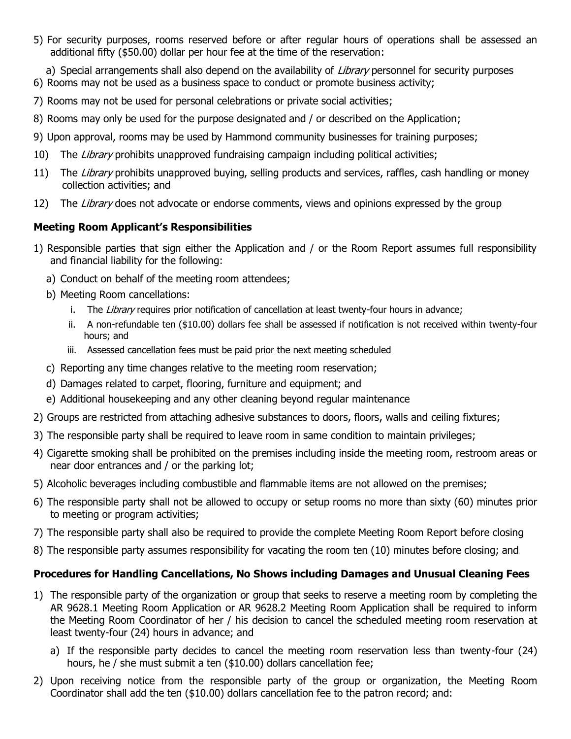5) For security purposes, rooms reserved before or after regular hours of operations shall be assessed an additional fifty ($50.00) dollar per hour fee at the time of the reservation:
   a) Special arrangements shall also depend on the availability of *Library* personnel for security purposes
6) Rooms may not be used as a business space to conduct or promote business activity;
7) Rooms may not be used for personal celebrations or private social activities;
8) Rooms may only be used for the purpose designated and / or described on the Application;
9) Upon approval, rooms may be used by Hammond community businesses for training purposes;
10) The *Library* prohibits unapproved fundraising campaign including political activities;
11) The *Library* prohibits unapproved buying, selling products and services, raffles, cash handling or money collection activities; and
12) The *Library* does not advocate or endorse comments, views and opinions expressed by the group

**Meeting Room Applicant's Responsibilities**

1) Responsible parties that sign either the Application and / or the Room Report assumes full responsibility and financial liability for the following:
   a) Conduct on behalf of the meeting room attendees;
   b) Meeting Room cancellations:
      i. The *Library* requires prior notification of cancellation at least twenty-four hours in advance;
      ii. A non-refundable ten ($10.00) dollars fee shall be assessed if notification is not received within twenty-four hours; and
      iii. Assessed cancellation fees must be paid prior the next meeting scheduled
   c) Reporting any time changes relative to the meeting room reservation;
   d) Damages related to carpet, flooring, furniture and equipment; and
   e) Additional housekeeping and any other cleaning beyond regular maintenance
2) Groups are restricted from attaching adhesive substances to doors, floors, walls and ceiling fixtures;
3) The responsible party shall be required to leave room in same condition to maintain privileges;
4) Cigarette smoking shall be prohibited on the premises including inside the meeting room, restroom areas or near door entrances and / or the parking lot;
5) Alcoholic beverages including combustible and flammable items are not allowed on the premises;
6) The responsible party shall not be allowed to occupy or setup rooms no more than sixty (60) minutes prior to meeting or program activities;
7) The responsible party shall also be required to provide the complete Meeting Room Report before closing
8) The responsible party assumes responsibility for vacating the room ten (10) minutes before closing; and

**Procedures for Handling Cancellations, No Shows including Damages and Unusual Cleaning Fees**

1) The responsible party of the organization or group that seeks to reserve a meeting room by completing the AR 9628.1 Meeting Room Application or AR 9628.2 Meeting Room Application shall be required to inform the Meeting Room Coordinator of her / his decision to cancel the scheduled meeting room reservation at least twenty-four (24) hours in advance; and
   a) If the responsible party decides to cancel the meeting room reservation less than twenty-four (24) hours, he / she must submit a ten ($10.00) dollars cancellation fee;
2) Upon receiving notice from the responsible party of the group or organization, the Meeting Room Coordinator shall add the ten ($10.00) dollars cancellation fee to the patron record; and: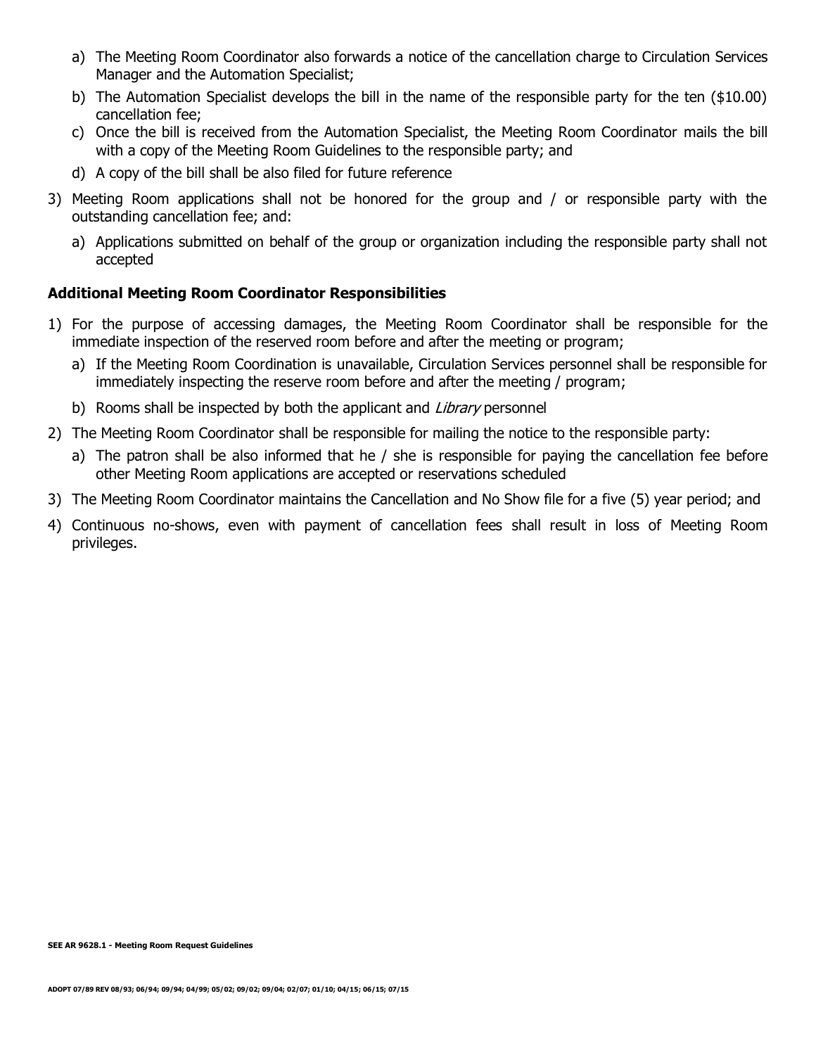a) The Meeting Room Coordinator also forwards a notice of the cancellation charge to Circulation Services Manager and the Automation Specialist;

b) The Automation Specialist develops the bill in the name of the responsible party for the ten ($10.00) cancellation fee;

c) Once the bill is received from the Automation Specialist, the Meeting Room Coordinator mails the bill with a copy of the Meeting Room Guidelines to the responsible party; and

d) A copy of the bill shall be also filed for future reference

3) Meeting Room applications shall not be honored for the group and / or responsible party with the outstanding cancellation fee; and:

   a) Applications submitted on behalf of the group or organization including the responsible party shall not accepted

**Additional Meeting Room Coordinator Responsibilities**

1) For the purpose of accessing damages, the Meeting Room Coordinator shall be responsible for the immediate inspection of the reserved room before and after the meeting or program;

   a) If the Meeting Room Coordination is unavailable, Circulation Services personnel shall be responsible for immediately inspecting the reserve room before and after the meeting / program;

   b) Rooms shall be inspected by both the applicant and *Library* personnel

2) The Meeting Room Coordinator shall be responsible for mailing the notice to the responsible party:

   a) The patron shall be also informed that he / she is responsible for paying the cancellation fee before other Meeting Room applications are accepted or reservations scheduled

3) The Meeting Room Coordinator maintains the Cancellation and No Show file for a five (5) year period; and

4) Continuous no-shows, even with payment of cancellation fees shall result in loss of Meeting Room privileges.

**SEE AR 9628.1 - Meeting Room Request Guidelines**

**ADOPT 07/89 REV 08/93; 06/94; 09/94; 04/99; 05/02; 09/02; 09/04; 02/07; 01/10; 04/15; 06/15; 07/15**